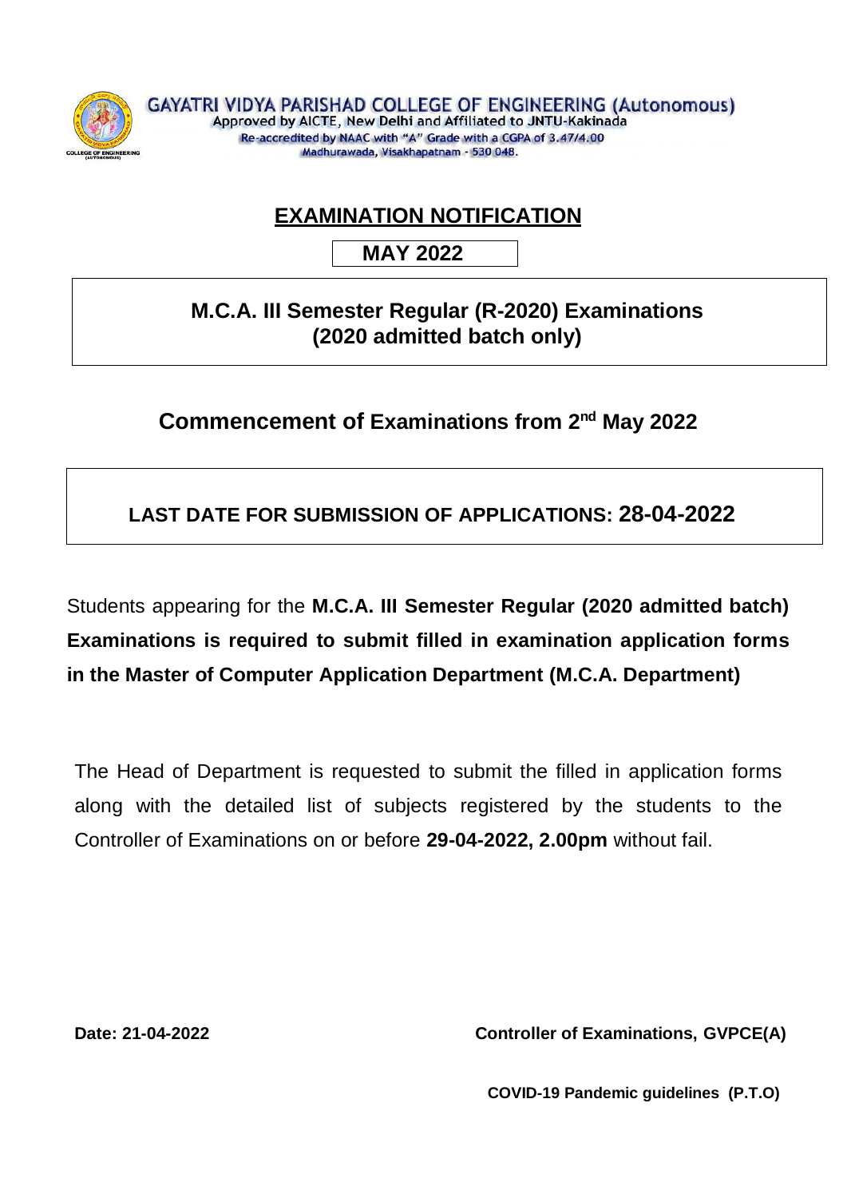**GAYATRI VIDYA PARISHAD COLLEGE OF ENGINEERING (Autonomous)**
Approved by AICTE, New Delhi and Affiliated to JNTU-Kakinada
Re-accredited by NAAC with "A" Grade with a CGPA of 3.47/4.00
Madhurawada, Visakhapatnam - 530 048.

# EXAMINATION NOTIFICATION

**MAY 2022**

## M.C.A. III Semester Regular (R-2020) Examinations (2020 admitted batch only)

## Commencement of Examinations from 2nd May 2022

**LAST DATE FOR SUBMISSION OF APPLICATIONS: 28-04-2022**

Students appearing for the **M.C.A. III Semester Regular (2020 admitted batch) Examinations is required to submit filled in examination application forms in the Master of Computer Application Department (M.C.A. Department)**

The Head of Department is requested to submit the filled in application forms along with the detailed list of subjects registered by the students to the Controller of Examinations on or before **29-04-2022, 2.00pm** without fail.

**Date: 21-04-2022**

**Controller of Examinations, GVPCE(A)**

**COVID-19 Pandemic guidelines (P.T.O)**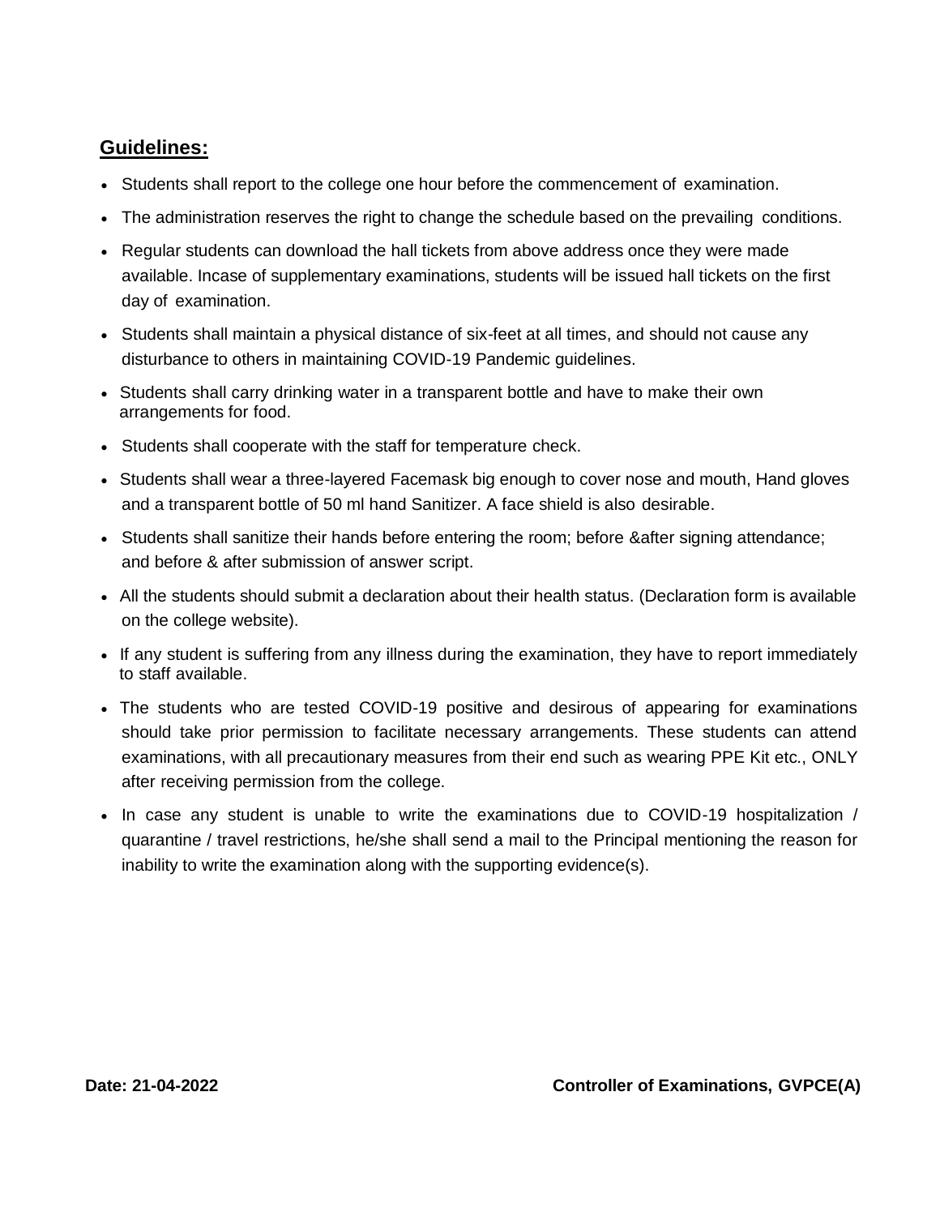## Guidelines:

- Students shall report to the college one hour before the commencement of examination.
- The administration reserves the right to change the schedule based on the prevailing conditions.
- Regular students can download the hall tickets from above address once they were made available. Incase of supplementary examinations, students will be issued hall tickets on the first day of examination.
- Students shall maintain a physical distance of six-feet at all times, and should not cause any disturbance to others in maintaining COVID-19 Pandemic guidelines.
- Students shall carry drinking water in a transparent bottle and have to make their own arrangements for food.
- Students shall cooperate with the staff for temperature check.
- Students shall wear a three-layered Facemask big enough to cover nose and mouth, Hand gloves and a transparent bottle of 50 ml hand Sanitizer. A face shield is also desirable.
- Students shall sanitize their hands before entering the room; before &after signing attendance; and before & after submission of answer script.
- All the students should submit a declaration about their health status. (Declaration form is available on the college website).
- If any student is suffering from any illness during the examination, they have to report immediately to staff available.
- The students who are tested COVID-19 positive and desirous of appearing for examinations should take prior permission to facilitate necessary arrangements. These students can attend examinations, with all precautionary measures from their end such as wearing PPE Kit etc., ONLY after receiving permission from the college.
- In case any student is unable to write the examinations due to COVID-19 hospitalization / quarantine / travel restrictions, he/she shall send a mail to the Principal mentioning the reason for inability to write the examination along with the supporting evidence(s).

**Date: 21-04-2022** **Controller of Examinations, GVPCE(A)**